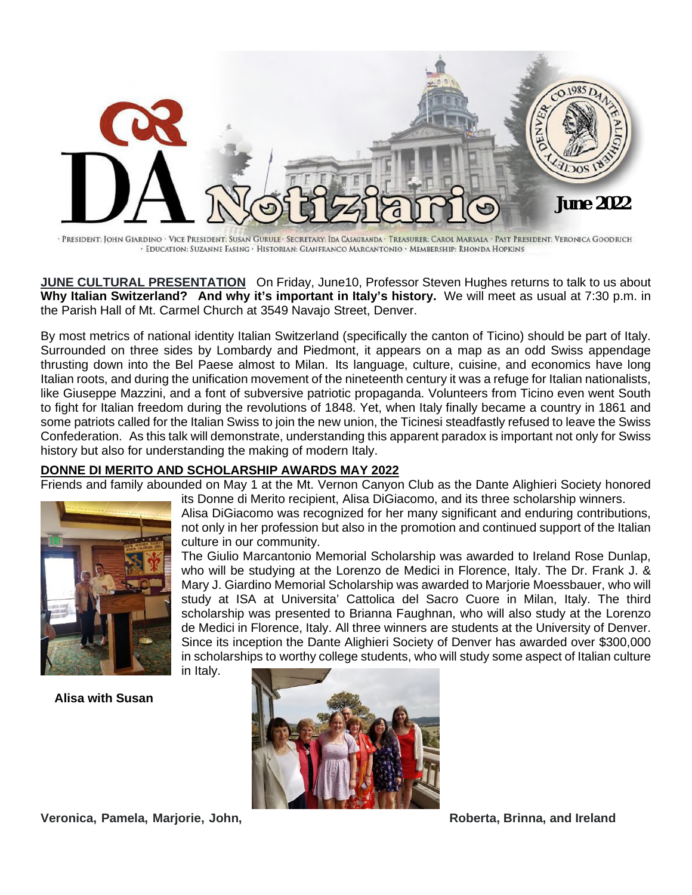# DA Notiziario

**June 2022**

· President: John Giardino · Vice President: Susan Gurule · Secretary: Ida Casagranda · Treasurer: Carol Marsala · Past President: Veronica Goodrich · Education: Suzanne Fasing · Historian: Gianfranco Marcantonio · Membership: Rhonda Hopkins

**JUNE CULTURAL PRESENTATION** On Friday, June10, Professor Steven Hughes returns to talk to us about **Why Italian Switzerland? And why it's important in Italy's history.** We will meet as usual at 7:30 p.m. in the Parish Hall of Mt. Carmel Church at 3549 Navajo Street, Denver.

By most metrics of national identity Italian Switzerland (specifically the canton of Ticino) should be part of Italy. Surrounded on three sides by Lombardy and Piedmont, it appears on a map as an odd Swiss appendage thrusting down into the Bel Paese almost to Milan. Its language, culture, cuisine, and economics have long Italian roots, and during the unification movement of the nineteenth century it was a refuge for Italian nationalists, like Giuseppe Mazzini, and a font of subversive patriotic propaganda. Volunteers from Ticino even went South to fight for Italian freedom during the revolutions of 1848. Yet, when Italy finally became a country in 1861 and some patriots called for the Italian Swiss to join the new union, the Ticinesi steadfastly refused to leave the Swiss Confederation. As this talk will demonstrate, understanding this apparent paradox is important not only for Swiss history but also for understanding the making of modern Italy.

**DONNE DI MERITO AND SCHOLARSHIP AWARDS MAY 2022**

Friends and family abounded on May 1 at the Mt. Vernon Canyon Club as the Dante Alighieri Society honored its Donne di Merito recipient, Alisa DiGiacomo, and its three scholarship winners.

Alisa DiGiacomo was recognized for her many significant and enduring contributions, not only in her profession but also in the promotion and continued support of the Italian culture in our community.

The Giulio Marcantonio Memorial Scholarship was awarded to Ireland Rose Dunlap, who will be studying at the Lorenzo de Medici in Florence, Italy. The Dr. Frank J. & Mary J. Giardino Memorial Scholarship was awarded to Marjorie Moessbauer, who will study at ISA at Universita' Cattolica del Sacro Cuore in Milan, Italy. The third scholarship was presented to Brianna Faughnan, who will also study at the Lorenzo de Medici in Florence, Italy. All three winners are students at the University of Denver. Since its inception the Dante Alighieri Society of Denver has awarded over $300,000 in scholarships to worthy college students, who will study some aspect of Italian culture in Italy.

**Alisa with Susan**

**Veronica, Pamela, Marjorie, John, Roberta, Brinna, and Ireland**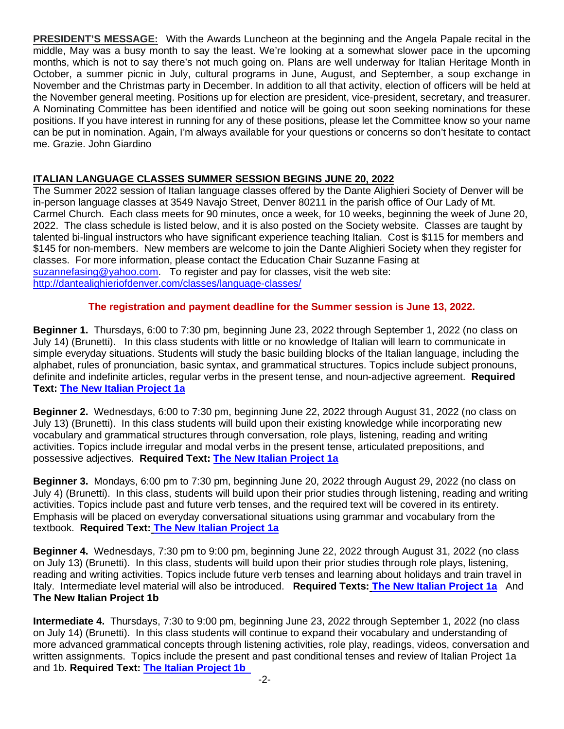**PRESIDENT'S MESSAGE:** With the Awards Luncheon at the beginning and the Angela Papale recital in the middle, May was a busy month to say the least. We're looking at a somewhat slower pace in the upcoming months, which is not to say there's not much going on. Plans are well underway for Italian Heritage Month in October, a summer picnic in July, cultural programs in June, August, and September, a soup exchange in November and the Christmas party in December. In addition to all that activity, election of officers will be held at the November general meeting. Positions up for election are president, vice-president, secretary, and treasurer. A Nominating Committee has been identified and notice will be going out soon seeking nominations for these positions. If you have interest in running for any of these positions, please let the Committee know so your name can be put in nomination. Again, I'm always available for your questions or concerns so don't hesitate to contact me. Grazie. John Giardino

## ITALIAN LANGUAGE CLASSES SUMMER SESSION BEGINS JUNE 20, 2022

The Summer 2022 session of Italian language classes offered by the Dante Alighieri Society of Denver will be in-person language classes at 3549 Navajo Street, Denver 80211 in the parish office of Our Lady of Mt. Carmel Church. Each class meets for 90 minutes, once a week, for 10 weeks, beginning the week of June 20, 2022. The class schedule is listed below, and it is also posted on the Society website. Classes are taught by talented bi-lingual instructors who have significant experience teaching Italian. Cost is $115 for members and $145 for non-members. New members are welcome to join the Dante Alighieri Society when they register for classes. For more information, please contact the Education Chair Suzanne Fasing at suzannefasing@yahoo.com. To register and pay for classes, visit the web site: http://dantealighieriofdenver.com/classes/language-classes/

**The registration and payment deadline for the Summer session is June 13, 2022.**

**Beginner 1.** Thursdays, 6:00 to 7:30 pm, beginning June 23, 2022 through September 1, 2022 (no class on July 14) (Brunetti). In this class students with little or no knowledge of Italian will learn to communicate in simple everyday situations. Students will study the basic building blocks of the Italian language, including the alphabet, rules of pronunciation, basic syntax, and grammatical structures. Topics include subject pronouns, definite and indefinite articles, regular verbs in the present tense, and noun-adjective agreement. **Required Text: The New Italian Project 1a**

**Beginner 2.** Wednesdays, 6:00 to 7:30 pm, beginning June 22, 2022 through August 31, 2022 (no class on July 13) (Brunetti). In this class students will build upon their existing knowledge while incorporating new vocabulary and grammatical structures through conversation, role plays, listening, reading and writing activities. Topics include irregular and modal verbs in the present tense, articulated prepositions, and possessive adjectives. **Required Text: The New Italian Project 1a**

**Beginner 3.** Mondays, 6:00 pm to 7:30 pm, beginning June 20, 2022 through August 29, 2022 (no class on July 4) (Brunetti). In this class, students will build upon their prior studies through listening, reading and writing activities. Topics include past and future verb tenses, and the required text will be covered in its entirety. Emphasis will be placed on everyday conversational situations using grammar and vocabulary from the textbook. **Required Text: The New Italian Project 1a**

**Beginner 4.** Wednesdays, 7:30 pm to 9:00 pm, beginning June 22, 2022 through August 31, 2022 (no class on July 13) (Brunetti). In this class, students will build upon their prior studies through role plays, listening, reading and writing activities. Topics include future verb tenses and learning about holidays and train travel in Italy. Intermediate level material will also be introduced. **Required Texts: The New Italian Project 1a** And **The New Italian Project 1b**

**Intermediate 4.** Thursdays, 7:30 to 9:00 pm, beginning June 23, 2022 through September 1, 2022 (no class on July 14) (Brunetti). In this class students will continue to expand their vocabulary and understanding of more advanced grammatical concepts through listening activities, role play, readings, videos, conversation and written assignments. Topics include the present and past conditional tenses and review of Italian Project 1a and 1b. **Required Text: The Italian Project 1b**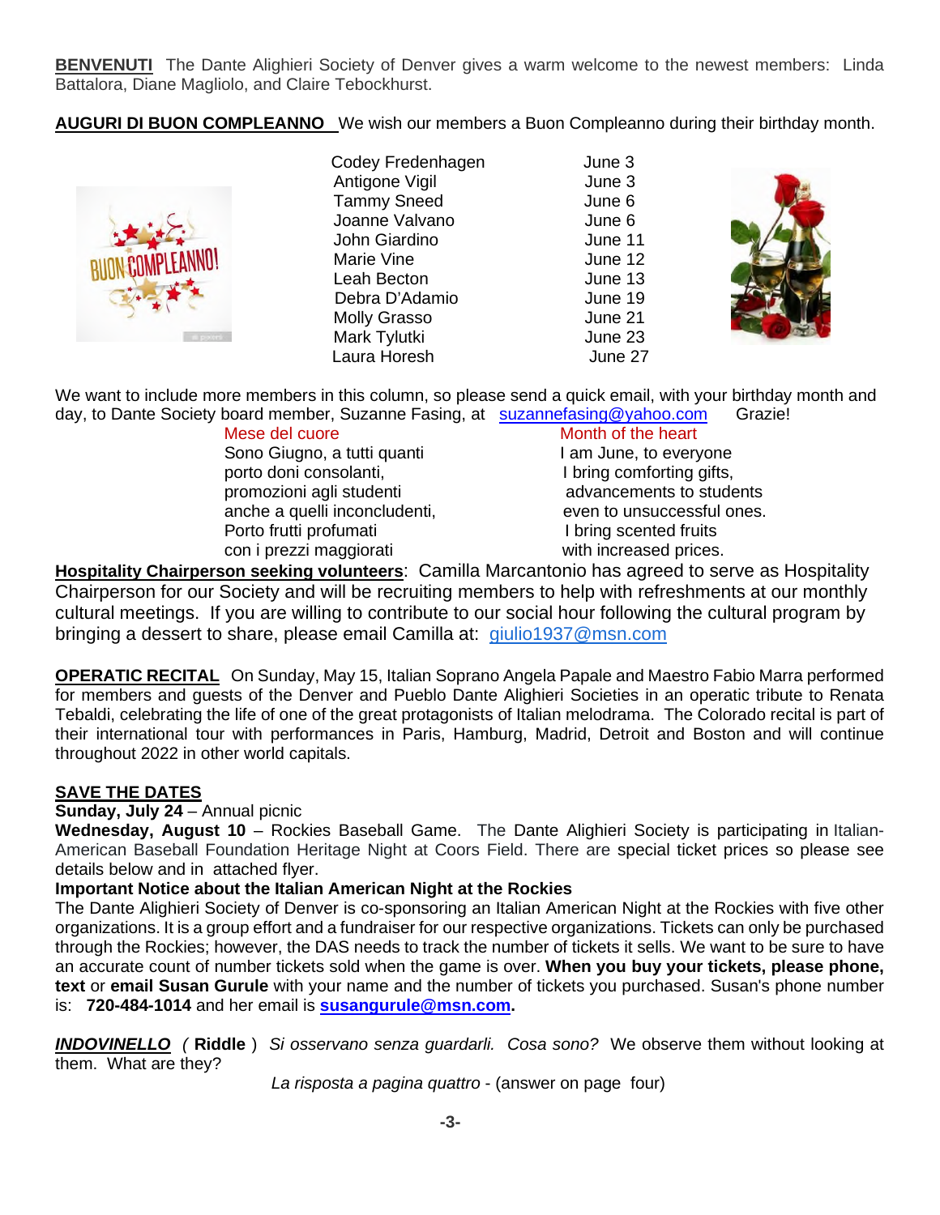**BENVENUTI** The Dante Alighieri Society of Denver gives a warm welcome to the newest members: Linda Battalora, Diane Magliolo, and Claire Tebockhurst.

**AUGURI DI BUON COMPLEANNO** We wish our members a Buon Compleanno during their birthday month.

| | |
|---|---|
| Codey Fredenhagen | June 3 |
| Antigone Vigil | June 3 |
| Tammy Sneed | June 6 |
| Joanne Valvano | June 6 |
| John Giardino | June 11 |
| Marie Vine | June 12 |
| Leah Becton | June 13 |
| Debra D'Adamio | June 19 |
| Molly Grasso | June 21 |
| Mark Tylutki | June 23 |
| Laura Horesh | June 27 |

We want to include more members in this column, so please send a quick email, with your birthday month and day, to Dante Society board member, Suzanne Fasing, at suzannefasing@yahoo.com Grazie!

| Mese del cuore | Month of the heart |
|---|---|
| Sono Giugno, a tutti quanti | I am June, to everyone |
| porto doni consolanti, | I bring comforting gifts, |
| promozioni agli studenti | advancements to students |
| anche a quelli inconcludenti, | even to unsuccessful ones. |
| Porto frutti profumati | I bring scented fruits |
| con i prezzi maggiorati | with increased prices. |

**Hospitality Chairperson seeking volunteers**: Camilla Marcantonio has agreed to serve as Hospitality Chairperson for our Society and will be recruiting members to help with refreshments at our monthly cultural meetings. If you are willing to contribute to our social hour following the cultural program by bringing a dessert to share, please email Camilla at: giulio1937@msn.com

**OPERATIC RECITAL** On Sunday, May 15, Italian Soprano Angela Papale and Maestro Fabio Marra performed for members and guests of the Denver and Pueblo Dante Alighieri Societies in an operatic tribute to Renata Tebaldi, celebrating the life of one of the great protagonists of Italian melodrama. The Colorado recital is part of their international tour with performances in Paris, Hamburg, Madrid, Detroit and Boston and will continue throughout 2022 in other world capitals.

**SAVE THE DATES**

**Sunday, July 24** – Annual picnic

**Wednesday, August 10** – Rockies Baseball Game. The Dante Alighieri Society is participating in Italian-American Baseball Foundation Heritage Night at Coors Field. There are special ticket prices so please see details below and in attached flyer.

**Important Notice about the Italian American Night at the Rockies**

The Dante Alighieri Society of Denver is co-sponsoring an Italian American Night at the Rockies with five other organizations. It is a group effort and a fundraiser for our respective organizations. Tickets can only be purchased through the Rockies; however, the DAS needs to track the number of tickets it sells. We want to be sure to have an accurate count of number tickets sold when the game is over. **When you buy your tickets, please phone, text** or **email Susan Gurule** with your name and the number of tickets you purchased. Susan's phone number is: **720-484-1014** and her email is **susangurule@msn.com.**

***INDOVINELLO*** ( **Riddle** ) *Si osservano senza guardarli. Cosa sono?* We observe them without looking at them. What are they?

*La risposta a pagina quattro* - (answer on page four)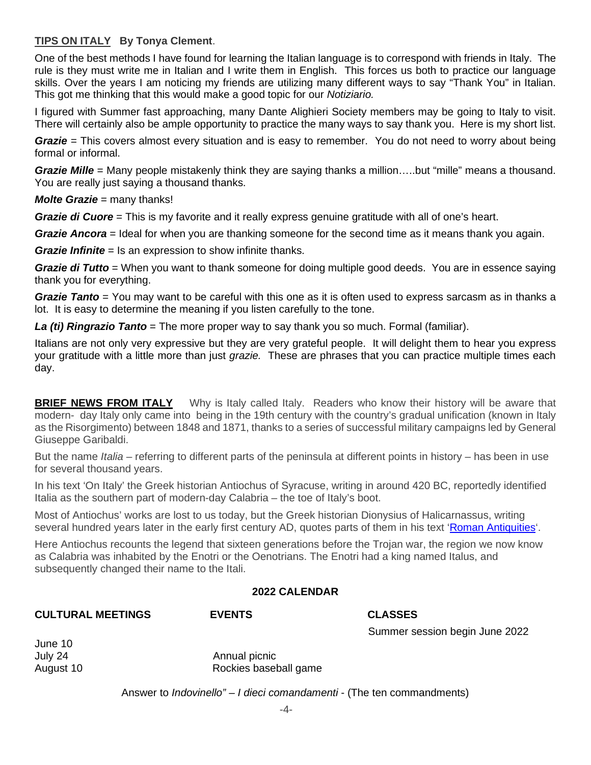**TIPS ON ITALY** **By Tonya Clement**.

One of the best methods I have found for learning the Italian language is to correspond with friends in Italy. The rule is they must write me in Italian and I write them in English. This forces us both to practice our language skills. Over the years I am noticing my friends are utilizing many different ways to say "Thank You" in Italian. This got me thinking that this would make a good topic for our *Notiziario.*

I figured with Summer fast approaching, many Dante Alighieri Society members may be going to Italy to visit. There will certainly also be ample opportunity to practice the many ways to say thank you. Here is my short list.

***Grazie*** = This covers almost every situation and is easy to remember. You do not need to worry about being formal or informal.

***Grazie Mille*** = Many people mistakenly think they are saying thanks a million…..but "mille" means a thousand. You are really just saying a thousand thanks.

***Molte Grazie*** = many thanks!

***Grazie di Cuore*** = This is my favorite and it really express genuine gratitude with all of one's heart.

***Grazie Ancora*** = Ideal for when you are thanking someone for the second time as it means thank you again.

***Grazie Infinite*** = Is an expression to show infinite thanks.

***Grazie di Tutto*** = When you want to thank someone for doing multiple good deeds. You are in essence saying thank you for everything.

***Grazie Tanto*** = You may want to be careful with this one as it is often used to express sarcasm as in thanks a lot. It is easy to determine the meaning if you listen carefully to the tone.

***La (ti) Ringrazio Tanto*** = The more proper way to say thank you so much. Formal (familiar).

Italians are not only very expressive but they are very grateful people. It will delight them to hear you express your gratitude with a little more than just *grazie.* These are phrases that you can practice multiple times each day.

**BRIEF NEWS FROM ITALY** Why is Italy called Italy. Readers who know their history will be aware that modern- day Italy only came into being in the 19th century with the country's gradual unification (known in Italy as the Risorgimento) between 1848 and 1871, thanks to a series of successful military campaigns led by General Giuseppe Garibaldi.

But the name *Italia* – referring to different parts of the peninsula at different points in history – has been in use for several thousand years.

In his text 'On Italy' the Greek historian Antiochus of Syracuse, writing in around 420 BC, reportedly identified Italia as the southern part of modern-day Calabria – the toe of Italy's boot.

Most of Antiochus' works are lost to us today, but the Greek historian Dionysius of Halicarnassus, writing several hundred years later in the early first century AD, quotes parts of them in his text 'Roman Antiquities'.

Here Antiochus recounts the legend that sixteen generations before the Trojan war, the region we now know as Calabria was inhabited by the Enotri or the Oenotrians. The Enotri had a king named Italus, and subsequently changed their name to the Itali.

**2022 CALENDAR**

| CULTURAL MEETINGS | EVENTS | CLASSES |
|---|---|---|
| | | Summer session begin June 2022 |
| June 10 | | |
| July 24 | Annual picnic | |
| August 10 | Rockies baseball game | |

Answer to *Indovinello" – I dieci comandamenti* - (The ten commandments)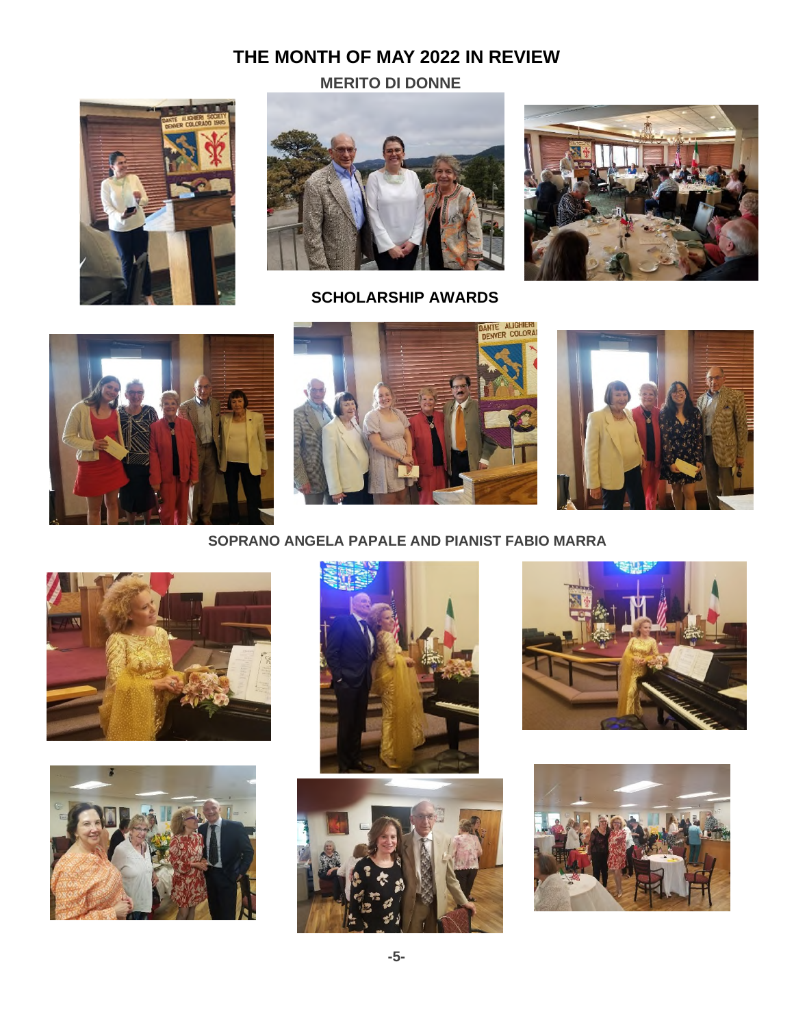# THE MONTH OF MAY 2022 IN REVIEW

## MERITO DI DONNE

## SCHOLARSHIP AWARDS

## SOPRANO ANGELA PAPALE AND PIANIST FABIO MARRA